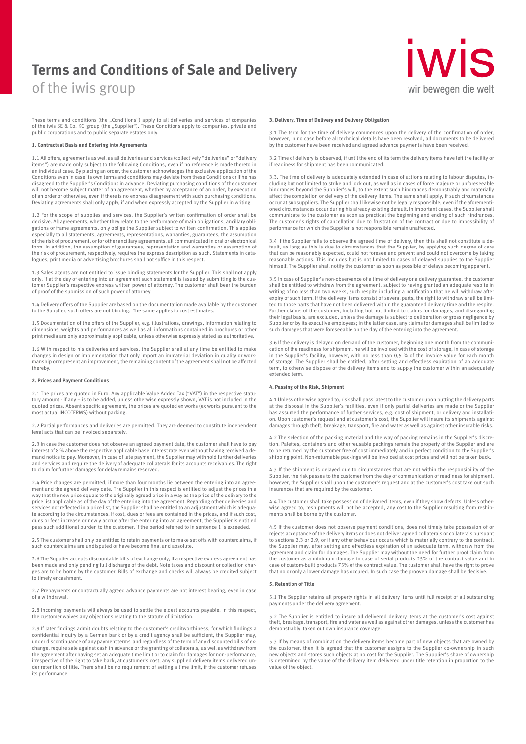# Terms and Conditions of Sale and Delivery

of the iwis group

iwis
wir bewegen die welt

These terms and conditions (the „Conditions") apply to all deliveries and services of companies of the iwis SE & Co. KG group (the „Supplier"). These Conditions apply to companies, private and public corporations and to public separate estates only.

### 1. Contractual Basis and Entering into Agreements

1.1 All offers, agreements as well as all deliveries and services (collectively "deliveries" or "delivery items") are made only subject to the following Conditions, even if no reference is made thereto in an individual case. By placing an order, the customer acknowledges the exclusive application of the Conditions even in case its own terms and conditions may deviate from these Conditions or if he has disagreed to the Supplier's Conditions in advance. Deviating purchasing conditions of the customer will not become subject matter of an agreement, whether by acceptance of an order, by execution of an order or otherwise, even if there is no express disagreement with such purchasing conditions. Deviating agreements shall only apply, if and when expressly accepted by the Supplier in writing.

1.2 For the scope of supplies and services, the Supplier's written confirmation of order shall be decisive. All agreements, whether they relate to the performance of main obligations, ancillary obligations or frame agreements, only oblige the Supplier subject to written confirmation. This applies especially to all statements, agreements, representations, warranties, guarantees, the assumption of the risk of procurement, or for other ancillary agreements, all communicated in oral or electronical form. In addition, the assumption of guarantees, representation and warranties or assumption of the risk of procurement, respectively, requires the express description as such. Statements in catalogues, print media or advertising brochures shall not suffice in this respect.

1.3 Sales agents are not entitled to issue binding statements for the Supplier. This shall not apply only, if at the day of entering into an agreement such statement is issued by submitting to the customer Supplier's respective express written power of attorney. The customer shall bear the burden of proof of the submission of such power of attorney.

1.4 Delivery offers of the Supplier are based on the documentation made available by the customer to the Supplier, such offers are not binding. The same applies to cost estimates.

1.5 Documentation of the offers of the Supplier, e.g. illustrations, drawings, information relating to dimensions, weights and performances as well as all informations contained in brochures or other print media are only approximately applicable, unless otherwise expressly stated as authoritative.

1.6 With respect to his deliveries and services, the Supplier shall at any time be entitled to make changes in design or implementation that only import an immaterial deviation in quality or workmanship or represent an improvement, the remaining content of the agreement shall not be affected thereby.

### 2. Prices and Payment Conditions

2.1 The prices are quoted in Euro. Any applicable Value Added Tax ("VAT") in the respective statutory amount - if any – is to be added, unless otherwise expressly shown, VAT is not included in the quoted prices. Absent specific agreement, the prices are quoted ex works (ex works pursuant to the most actual INCOTERMS) without packing.

2.2 Partial performances and deliveries are permitted. They are deemed to constitute independent legal acts that can be invoiced separately.

2.3 In case the customer does not observe an agreed payment date, the customer shall have to pay interest of 8 % above the respective applicable base interest rate even without having received a demand notice to pay. Moreover, in case of late payment, the Supplier may withhold further deliveries and services and require the delivery of adequate collaterals for its accounts receivables. The right to claim for further damages for delay remains reserved.

2.4 Price changes are permitted, if more than four months lie between the entering into an agreement and the agreed delivery date. The Supplier in this respect is entitled to adjust the prices in a way that the new price equals to the originally agreed price in a way as the price of the delivery to the price list applicable as of the day of the entering into the agreement. Regarding other deliveries and services not reflected in a price list, the Supplier shall be entitled to an adjustment which is adequate according to the circumstances. If cost, dues or fees are contained in the prices, and if such cost, dues or fees increase or newly accrue after the entering into an agreement, the Supplier is entitled pass such additional burden to the customer, if the period referred to in sentence 1 is exceeded.

2.5 The customer shall only be entitled to retain payments or to make set offs with counterclaims, if such counterclaims are undisputed or have become final and absolute.

2.6 The Supplier accepts discountable bills of exchange only, if a respective express agreement has been made and only pending full discharge of the debt. Note taxes and discount or collection charges are to be borne by the customer. Bills of exchange and checks will always be credited subject to timely encashment.

2.7 Prepayments or contractually agreed advance payments are not interest bearing, even in case of a withdrawal.

2.8 Incoming payments will always be used to settle the eldest accounts payable. In this respect, the customer waives any objections relating to the statute of limitation.

2.9 If later findings admit doubts relating to the customer's creditworthiness, for which findings a confidential inquiry by a German bank or by a credit agency shall be sufficient, the Supplier may, under discontinuance of any payment terms and regardless of the term of any discounted bills of exchange, require sale against cash in advance or the granting of collaterals, as well as withdraw from the agreement after having set an adequate time limit or to claim for damages for non-performance, irrespective of the right to take back, at customer's cost, any supplied delivery items delivered under retention of title. There shall be no requirement of setting a time limit, if the customer refuses its performance.

### 3. Delivery, Time of Delivery and Delivery Obligation

3.1 The term for the time of delivery commences upon the delivery of the confirmation of order, however, in no case before all technical details have been resolved, all documents to be delivered by the customer have been received and agreed advance payments have been received.

3.2 Time of delivery is observed, if until the end of its term the delivery items have left the facility or if readiness for shipment has been communicated.

3.3. The time of delivery is adequately extended in case of actions relating to labour disputes, including but not limited to strike and lock out, as well as in cases of force majeure or unforeseeable hindrances beyond the Supplier's will, to the extent such hindrances demonstrably and materially affect the completion or delivery of the delivery items. The same shall apply, if such circumstances occur at subsuppliers. The Supplier shall likewise not be legally responsible, even if the aforementioned circumstances occur during his already existing default. In important cases, the Supplier shall communicate to the customer as soon as practical the beginning and ending of such hindrances. The customer's rights of cancellation due to frustration of the contract or due to impossibility of performance for which the Supplier is not responsible remain unaffected.

3.4 If the Supplier fails to observe the agreed time of delivery, then this shall not constitute a default, as long as this is due to circumstances that the Supplier, by applying such degree of care that can be reasonably expected, could not foresee and prevent and could not overcome by taking reasonable actions. This includes but is not limited to cases of delayed supplies to the Supplier himself. The Supplier shall notify the customer as soon as possible of delays becoming apparent.

3.5 In case of Supplier's non-observance of a time of delivery or a delivery guarantee, the customer shall be entitled to withdraw from the agreement, subject to having granted an adequate respite in writing of no less than two weeks, such respite including a notification that he will withdraw after expiry of such term. If the delivery items consist of several parts, the right to withdraw shall be limited to those parts that have not been delivered within the guaranteed delivery time and the respite. Further claims of the customer, including but not limited to claims for damages, and disregarding their legal basis, are excluded, unless the damage is subject to deliberation or gross negligence by Supplier or by its executive employees; in the latter case, any claims for damages shall be limited to such damages that were foreseeable on the day of the entering into the agreement.

3.6 If the delivery is delayed on demand of the customer, beginning one month from the communication of the readiness for shipment, he will be invoiced with the cost of storage, in case of storage in the Supplier's facility, however, with no less than 0,5 % of the invoice value for each month of storage. The Supplier shall be entitled, after setting and effectless expiration of an adequate term, to otherwise dispose of the delivery items and to supply the customer within an adequately extended term.

### 4. Passing of the Risk, Shipment

4.1 Unless otherwise agreed to, risk shall pass latest to the customer upon putting the delivery parts at the disposal in the Supplier's facilities, even if only partial deliveries are made or the Supplier has assumed the performance of further services, e.g. cost of shipment, or delivery and installation. Upon customer's request and at customer's cost, the Supplier will insure its shipments against damages through theft, breakage, transport, fire and water as well as against other insurable risks.

4.2 The selection of the packing material and the way of packing remains in the Supplier's discretion. Palettes, containers and other reusable packings remain the property of the Supplier and are to be returned by the customer free of cost immediately and in perfect condition to the Supplier's shipping point. Non-returnable packings will be invoiced at cost prices and will not be taken back.

4.3 If the shipment is delayed due to circumstances that are not within the responsibility of the Supplier, the risk passes to the customer from the day of communication of readiness for shipment, however, the Supplier shall upon the customer's request and at the customer's cost take out such insurances that are required by the customer.

4.4 The customer shall take possession of delivered items, even if they show defects. Unless otherwise agreed to, reshipments will not be accepted, any cost to the Supplier resulting from reshipments shall be borne by the customer.

4.5 If the customer does not observe payment conditions, does not timely take possession of or rejects acceptance of the delivery items or does not deliver agreed collaterals or collaterals pursuant to sections 2.3 or 2.9, or if any other behaviour occurs which is materially contrary to the contract, the Supplier may, after setting and effectless expiration of an adequate term, withdraw from the agreement and claim for damages. The Supplier may without the need for further proof claim from the customer as a minimum damage in case of serial products 25% of the contract value and in case of custom-built products 75% of the contract value. The customer shall have the right to prove that no or only a lower damage has occured. In such case the prooven damage shall be decisive.

### 5. Retention of Title

5.1 The Supplier retains all property rights in all delivery items until full receipt of all outstanding payments under the delivery agreement.

5.2 The Supplier is entitled to insure all delivered delivery items at the customer's cost against theft, breakage, transport, fire and water as well as against other damages, unless the customer has demonstrably taken out own insurance coverage.

5.3 If by means of combination the delivery items become part of new objects that are owned by the customer, then it is agreed that the customer assigns to the Supplier co-ownership in such new objects and stores such objects at no cost for the Supplier. The Supplier's share of ownership is determined by the value of the delivery item delivered under title retention in proportion to the value of the object.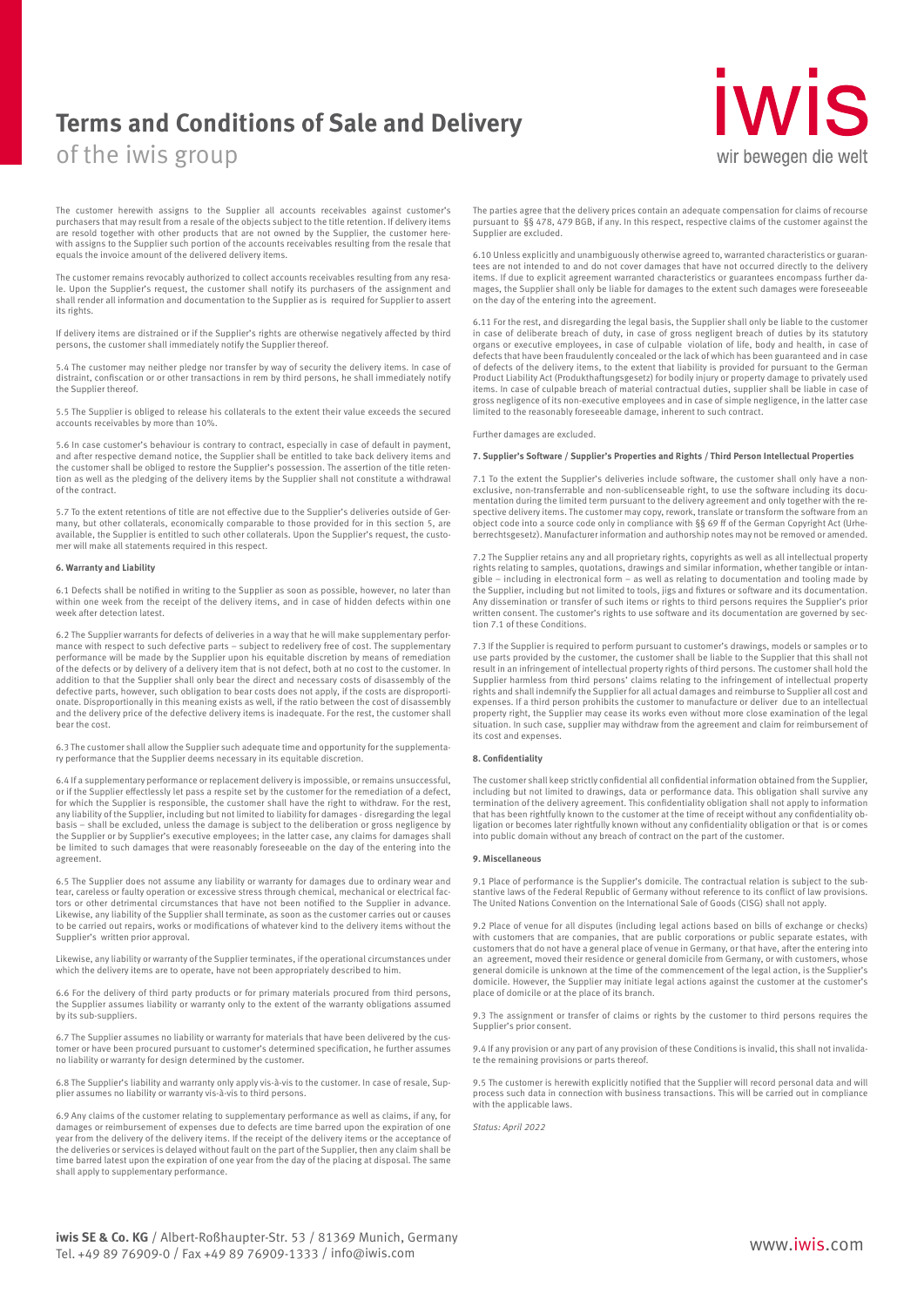# Terms and Conditions of Sale and Delivery

of the iwis group

The customer herewith assigns to the Supplier all accounts receivables against customer's purchasers that may result from a resale of the objects subject to the title retention. If delivery items are resold together with other products that are not owned by the Supplier, the customer herewith assigns to the Supplier such portion of the accounts receivables resulting from the resale that equals the invoice amount of the delivered delivery items.

The customer remains revocably authorized to collect accounts receivables resulting from any resale. Upon the Supplier's request, the customer shall notify its purchasers of the assignment and shall render all information and documentation to the Supplier as is required for Supplier to assert its rights.

If delivery items are distrained or if the Supplier's rights are otherwise negatively affected by third persons, the customer shall immediately notify the Supplier thereof.

5.4 The customer may neither pledge nor transfer by way of security the delivery items. In case of distraint, confiscation or or other transactions in rem by third persons, he shall immediately notify the Supplier thereof.

5.5 The Supplier is obliged to release his collaterals to the extent their value exceeds the secured accounts receivables by more than 10%.

5.6 In case customer's behaviour is contrary to contract, especially in case of default in payment, and after respective demand notice, the Supplier shall be entitled to take back delivery items and the customer shall be obliged to restore the Supplier's possession. The assertion of the title retention as well as the pledging of the delivery items by the Supplier shall not constitute a withdrawal of the contract.

5.7 To the extent retentions of title are not effective due to the Supplier's deliveries outside of Germany, but other collaterals, economically comparable to those provided for in this section 5, are available, the Supplier is entitled to such other collaterals. Upon the Supplier's request, the customer will make all statements required in this respect.

#### 6. Warranty and Liability

6.1 Defects shall be notified in writing to the Supplier as soon as possible, however, no later than within one week from the receipt of the delivery items, and in case of hidden defects within one week after detection latest.

6.2 The Supplier warrants for defects of deliveries in a way that he will make supplementary performance with respect to such defective parts – subject to redelivery free of cost. The supplementary performance will be made by the Supplier upon his equitable discretion by means of remediation of the defects or by delivery of a delivery item that is not defect, both at no cost to the customer. In addition to that the Supplier shall only bear the direct and necessary costs of disassembly of the defective parts, however, such obligation to bear costs does not apply, if the costs are disproportionate. Disproportionally in this meaning exists as well, if the ratio between the cost of disassembly and the delivery price of the defective delivery items is inadequate. For the rest, the customer shall bear the cost.

6.3 The customer shall allow the Supplier such adequate time and opportunity for the supplementary performance that the Supplier deems necessary in its equitable discretion.

6.4 If a supplementary performance or replacement delivery is impossible, or remains unsuccessful, or if the Supplier effectlessly let pass a respite set by the customer for the remediation of a defect, for which the Supplier is responsible, the customer shall have the right to withdraw. For the rest, any liability of the Supplier, including but not limited to liability for damages - disregarding the legal basis – shall be excluded, unless the damage is subject to the deliberation or gross negligence by the Supplier or by Supplier's executive employees; in the latter case, any claims for damages shall be limited to such damages that were reasonably foreseeable on the day of the entering into the agreement.

6.5 The Supplier does not assume any liability or warranty for damages due to ordinary wear and tear, careless or faulty operation or excessive stress through chemical, mechanical or electrical factors or other detrimental circumstances that have not been notified to the Supplier in advance. Likewise, any liability of the Supplier shall terminate, as soon as the customer carries out or causes to be carried out repairs, works or modifications of whatever kind to the delivery items without the Supplier's written prior approval.

Likewise, any liability or warranty of the Supplier terminates, if the operational circumstances under which the delivery items are to operate, have not been appropriately described to him.

6.6 For the delivery of third party products or for primary materials procured from third persons, the Supplier assumes liability or warranty only to the extent of the warranty obligations assumed by its sub-suppliers.

6.7 The Supplier assumes no liability or warranty for materials that have been delivered by the customer or have been procured pursuant to customer's determined specification, he further assumes no liability or warranty for design determined by the customer.

6.8 The Supplier's liability and warranty only apply vis-à-vis to the customer. In case of resale, Supplier assumes no liability or warranty vis-à-vis to third persons.

6.9 Any claims of the customer relating to supplementary performance as well as claims, if any, for damages or reimbursement of expenses due to defects are time barred upon the expiration of one year from the delivery of the delivery items. If the receipt of the delivery items or the acceptance of the deliveries or services is delayed without fault on the part of the Supplier, then any claim shall be time barred latest upon the expiration of one year from the day of the placing at disposal. The same shall apply to supplementary performance.

The parties agree that the delivery prices contain an adequate compensation for claims of recourse pursuant to §§ 478, 479 BGB, if any. In this respect, respective claims of the customer against the Supplier are excluded.

6.10 Unless explicitly and unambiguously otherwise agreed to, warranted characteristics or guarantees are not intended to and do not cover damages that have not occurred directly to the delivery items. If due to explicit agreement warranted characteristics or guarantees encompass further damages, the Supplier shall only be liable for damages to the extent such damages were foreseeable on the day of the entering into the agreement.

6.11 For the rest, and disregarding the legal basis, the Supplier shall only be liable to the customer in case of deliberate breach of duty, in case of gross negligent breach of duties by its statutory organs or executive employees, in case of culpable violation of life, body and health, in case of defects that have been fraudulently concealed or the lack of which has been guaranteed and in case of defects of the delivery items, to the extent that liability is provided for pursuant to the German Product Liability Act (Produkthaftungsgesetz) for bodily injury or property damage to privately used items. In case of culpable breach of material contractual duties, supplier shall be liable in case of gross negligence of its non-executive employees and in case of simple negligence, in the latter case limited to the reasonably foreseeable damage, inherent to such contract.

Further damages are excluded.

#### 7. Supplier's Software / Supplier's Properties and Rights / Third Person Intellectual Properties

7.1 To the extent the Supplier's deliveries include software, the customer shall only have a non-exclusive, non-transferrable and non-sublicenseable right, to use the software including its documentation during the limited term pursuant to the delivery agreement and only together with the respective delivery items. The customer may copy, rework, translate or transform the software from an object code into a source code only in compliance with §§ 69 ff of the German Copyright Act (Urheberrechtsgesetz). Manufacturer information and authorship notes may not be removed or amended.

7.2 The Supplier retains any and all proprietary rights, copyrights as well as all intellectual property rights relating to samples, quotations, drawings and similar information, whether tangible or intangible – including in electronical form – as well as relating to documentation and tooling made by the Supplier, including but not limited to tools, jigs and fixtures or software and its documentation. Any dissemination or transfer of such items or rights to third persons requires the Supplier's prior written consent. The customer's rights to use software and its documentation are governed by section 7.1 of these Conditions.

7.3 If the Supplier is required to perform pursuant to customer's drawings, models or samples or to use parts provided by the customer, the customer shall be liable to the Supplier that this shall not result in an infringement of intellectual property rights of third persons. The customer shall hold the Supplier harmless from third persons' claims relating to the infringement of intellectual property rights and shall indemnify the Supplier for all actual damages and reimburse to Supplier all cost and expenses. If a third person prohibits the customer to manufacture or deliver due to an intellectual property right, the Supplier may cease its works even without more close examination of the legal situation. In such case, supplier may withdraw from the agreement and claim for reimbursement of its cost and expenses.

#### 8. Confidentiality

The customer shall keep strictly confidential all confidential information obtained from the Supplier, including but not limited to drawings, data or performance data. This obligation shall survive any termination of the delivery agreement. This confidentiality obligation shall not apply to information that has been rightfully known to the customer at the time of receipt without any confidentiality obligation or becomes later rightfully known without any confidentiality obligation or that is or comes into public domain without any breach of contract on the part of the customer.

#### 9. Miscellaneous

9.1 Place of performance is the Supplier's domicile. The contractual relation is subject to the substantive laws of the Federal Republic of Germany without reference to its conflict of law provisions. The United Nations Convention on the International Sale of Goods (CISG) shall not apply.

9.2 Place of venue for all disputes (including legal actions based on bills of exchange or checks) with customers that are companies, that are public corporations or public separate estates, with customers that do not have a general place of venue in Germany, or that have, after the entering into an agreement, moved their residence or general domicile from Germany, or with customers, whose general domicile is unknown at the time of the commencement of the legal action, is the Supplier's domicile. However, the Supplier may initiate legal actions against the customer at the customer's place of domicile or at the place of its branch.

9.3 The assignment or transfer of claims or rights by the customer to third persons requires the Supplier's prior consent.

9.4 If any provision or any part of any provision of these Conditions is invalid, this shall not invalidate the remaining provisions or parts thereof.

9.5 The customer is herewith explicitly notified that the Supplier will record personal data and will process such data in connection with business transactions. This will be carried out in compliance with the applicable laws.

*Status: April 2022*

**iwis SE & Co. KG** / Albert-Roßhaupter-Str. 53 / 81369 Munich, Germany
Tel. +49 89 76909-0 / Fax +49 89 76909-1333 / info@iwis.com

www.iwis.com